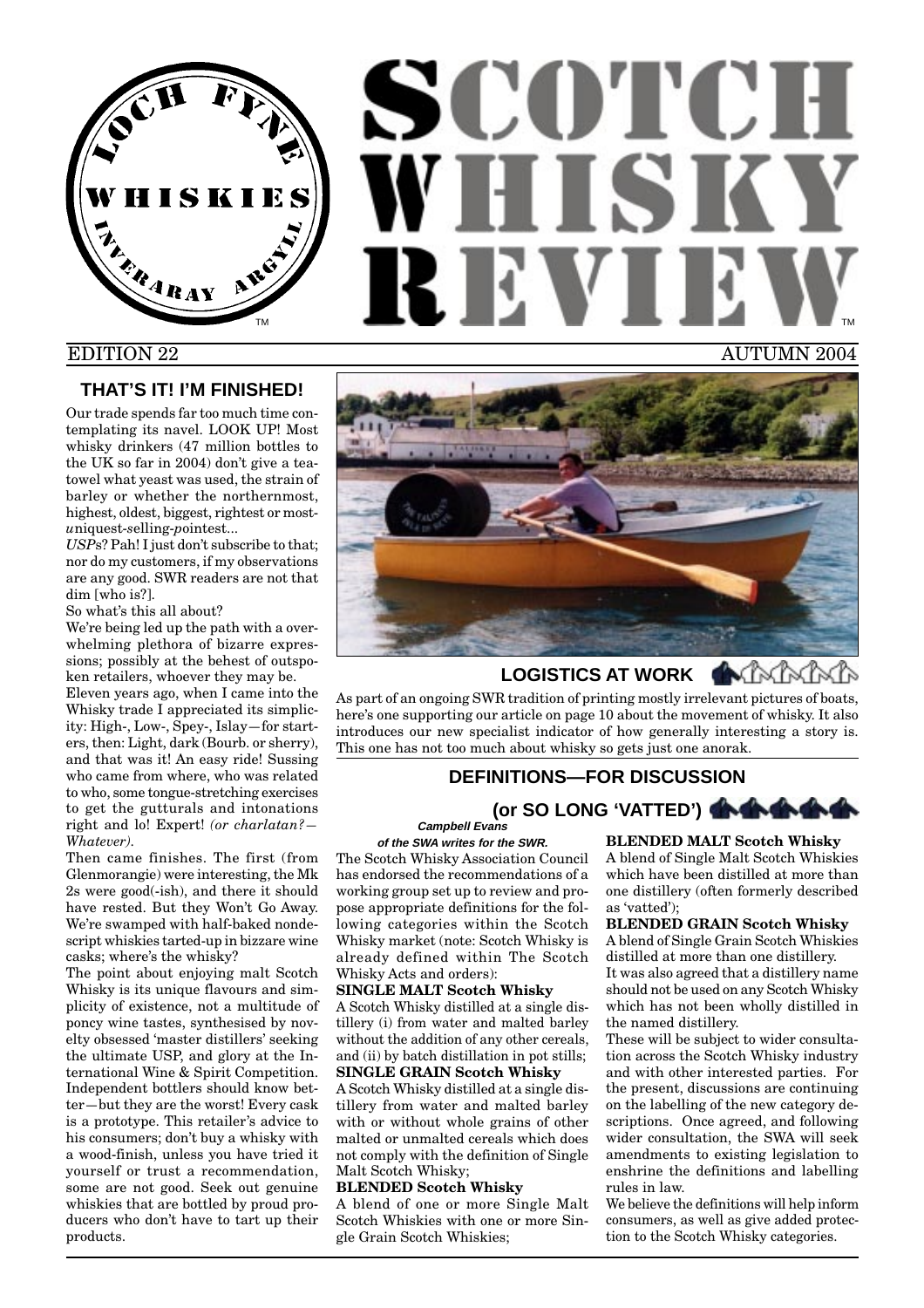# SCOTCH WHISKY REVIEW™

LOCH FYNE WHISKIES INVERARAY ARGYLL™

EDITION 22 AUTUMN 2004

## THAT'S IT! I'M FINISHED!

Our trade spends far too much time contemplating its navel. LOOK UP! Most whisky drinkers (47 million bottles to the UK so far in 2004) don't give a tea-towel what yeast was used, the strain of barley or whether the northernmost, highest, oldest, biggest, rightest or most-*u*niquest-*s*elling-*p*ointest...

*USP*s? Pah! I just don't subscribe to that; nor do my customers, if my observations are any good. SWR readers are not that dim [who is?].

So what's this all about?

We're being led up the path with a overwhelming plethora of bizarre expressions; possibly at the behest of outspoken retailers, whoever they may be.

Eleven years ago, when I came into the Whisky trade I appreciated its simplicity: High-, Low-, Spey-, Islay—for starters, then: Light, dark (Bourb. or sherry), and that was it! An easy ride! Sussing who came from where, who was related to who, some tongue-stretching exercises to get the gutturals and intonations right and lo! Expert! *(or charlatan?—Whatever).*

Then came finishes. The first (from Glenmorangie) were interesting, the Mk 2s were good(-ish), and there it should have rested. But they Won't Go Away. We're swamped with half-baked nondescript whiskies tarted-up in bizzare wine casks; where's the whisky?

The point about enjoying malt Scotch Whisky is its unique flavours and simplicity of existence, not a multitude of poncy wine tastes, synthesised by novelty obsessed 'master distillers' seeking the ultimate USP, and glory at the International Wine & Spirit Competition. Independent bottlers should know better—but they are the worst! Every cask is a prototype. This retailer's advice to his consumers; don't buy a whisky with a wood-finish, unless you have tried it yourself or trust a recommendation, some are not good. Seek out genuine whiskies that are bottled by proud producers who don't have to tart up their products.

## LOGISTICS AT WORK

As part of an ongoing SWR tradition of printing mostly irrelevant pictures of boats, here's one supporting our article on page 10 about the movement of whisky. It also introduces our new specialist indicator of how generally interesting a story is. This one has not too much about whisky so gets just one anorak.

## DEFINITIONS—FOR DISCUSSION (or SO LONG 'VATTED')

***Campbell Evans of the SWA writes for the SWR.***

The Scotch Whisky Association Council has endorsed the recommendations of a working group set up to review and propose appropriate definitions for the following categories within the Scotch Whisky market (note: Scotch Whisky is already defined within The Scotch Whisky Acts and orders):

**SINGLE MALT Scotch Whisky**
A Scotch Whisky distilled at a single distillery (i) from water and malted barley without the addition of any other cereals, and (ii) by batch distillation in pot stills;

**SINGLE GRAIN Scotch Whisky**
A Scotch Whisky distilled at a single distillery from water and malted barley with or without whole grains of other malted or unmalted cereals which does not comply with the definition of Single Malt Scotch Whisky;

**BLENDED Scotch Whisky**
A blend of one or more Single Malt Scotch Whiskies with one or more Single Grain Scotch Whiskies;

**BLENDED MALT Scotch Whisky**
A blend of Single Malt Scotch Whiskies which have been distilled at more than one distillery (often formerly described as 'vatted');

**BLENDED GRAIN Scotch Whisky**
A blend of Single Grain Scotch Whiskies distilled at more than one distillery.

It was also agreed that a distillery name should not be used on any Scotch Whisky which has not been wholly distilled in the named distillery.

These will be subject to wider consultation across the Scotch Whisky industry and with other interested parties. For the present, discussions are continuing on the labelling of the new category descriptions. Once agreed, and following wider consultation, the SWA will seek amendments to existing legislation to enshrine the definitions and labelling rules in law.

We believe the definitions will help inform consumers, as well as give added protection to the Scotch Whisky categories.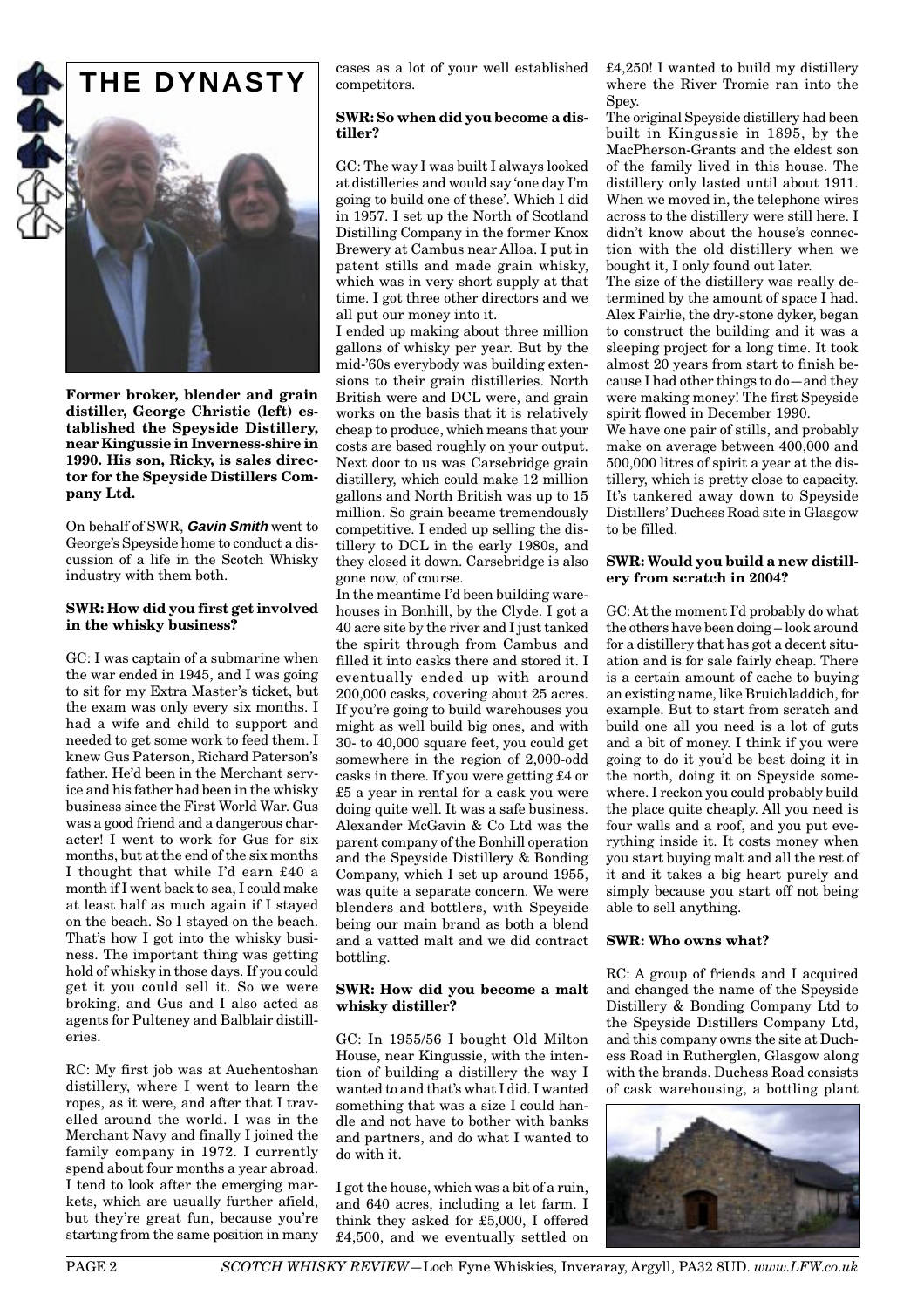# THE DYNASTY

**Former broker, blender and grain distiller, George Christie (left) established the Speyside Distillery, near Kingussie in Inverness-shire in 1990. His son, Ricky, is sales director for the Speyside Distillers Company Ltd.**

On behalf of SWR, ***Gavin Smith*** went to George's Speyside home to conduct a discussion of a life in the Scotch Whisky industry with them both.

**SWR: How did you first get involved in the whisky business?**

GC: I was captain of a submarine when the war ended in 1945, and I was going to sit for my Extra Master's ticket, but the exam was only every six months. I had a wife and child to support and needed to get some work to feed them. I knew Gus Paterson, Richard Paterson's father. He'd been in the Merchant service and his father had been in the whisky business since the First World War. Gus was a good friend and a dangerous character! I went to work for Gus for six months, but at the end of the six months I thought that while I'd earn £40 a month if I went back to sea, I could make at least half as much again if I stayed on the beach. So I stayed on the beach. That's how I got into the whisky business. The important thing was getting hold of whisky in those days. If you could get it you could sell it. So we were broking, and Gus and I also acted as agents for Pulteney and Balblair distilleries.

RC: My first job was at Auchentoshan distillery, where I went to learn the ropes, as it were, and after that I travelled around the world. I was in the Merchant Navy and finally I joined the family company in 1972. I currently spend about four months a year abroad. I tend to look after the emerging markets, which are usually further afield, but they're great fun, because you're starting from the same position in many cases as a lot of your well established competitors.

**SWR: So when did you become a distiller?**

GC: The way I was built I always looked at distilleries and would say 'one day I'm going to build one of these'. Which I did in 1957. I set up the North of Scotland Distilling Company in the former Knox Brewery at Cambus near Alloa. I put in patent stills and made grain whisky, which was in very short supply at that time. I got three other directors and we all put our money into it.

I ended up making about three million gallons of whisky per year. But by the mid-'60s everybody was building extensions to their grain distilleries. North British were and DCL were, and grain works on the basis that it is relatively cheap to produce, which means that your costs are based roughly on your output. Next door to us was Carsebridge grain distillery, which could make 12 million gallons and North British was up to 15 million. So grain became tremendously competitive. I ended up selling the distillery to DCL in the early 1980s, and they closed it down. Carsebridge is also gone now, of course.

In the meantime I'd been building warehouses in Bonhill, by the Clyde. I got a 40 acre site by the river and I just tanked the spirit through from Cambus and filled it into casks there and stored it. I eventually ended up with around 200,000 casks, covering about 25 acres. If you're going to build warehouses you might as well build big ones, and with 30- to 40,000 square feet, you could get somewhere in the region of 2,000-odd casks in there. If you were getting £4 or £5 a year in rental for a cask you were doing quite well. It was a safe business. Alexander McGavin & Co Ltd was the parent company of the Bonhill operation and the Speyside Distillery & Bonding Company, which I set up around 1955, was quite a separate concern. We were blenders and bottlers, with Speyside being our main brand as both a blend and a vatted malt and we did contract bottling.

**SWR: How did you become a malt whisky distiller?**

GC: In 1955/56 I bought Old Milton House, near Kingussie, with the intention of building a distillery the way I wanted to and that's what I did. I wanted something that was a size I could handle and not have to bother with banks and partners, and do what I wanted to do with it.

I got the house, which was a bit of a ruin, and 640 acres, including a let farm. I think they asked for £5,000, I offered £4,500, and we eventually settled on £4,250! I wanted to build my distillery where the River Tromie ran into the Spey.

The original Speyside distillery had been built in Kingussie in 1895, by the MacPherson-Grants and the eldest son of the family lived in this house. The distillery only lasted until about 1911. When we moved in, the telephone wires across to the distillery were still here. I didn't know about the house's connection with the old distillery when we bought it, I only found out later.

The size of the distillery was really determined by the amount of space I had. Alex Fairlie, the dry-stone dyker, began to construct the building and it was a sleeping project for a long time. It took almost 20 years from start to finish because I had other things to do—and they were making money! The first Speyside spirit flowed in December 1990.

We have one pair of stills, and probably make on average between 400,000 and 500,000 litres of spirit a year at the distillery, which is pretty close to capacity. It's tankered away down to Speyside Distillers' Duchess Road site in Glasgow to be filled.

**SWR: Would you build a new distillery from scratch in 2004?**

GC: At the moment I'd probably do what the others have been doing – look around for a distillery that has got a decent situation and is for sale fairly cheap. There is a certain amount of cache to buying an existing name, like Bruichladdich, for example. But to start from scratch and build one all you need is a lot of guts and a bit of money. I think if you were going to do it you'd be best doing it in the north, doing it on Speyside somewhere. I reckon you could probably build the place quite cheaply. All you need is four walls and a roof, and you put everything inside it. It costs money when you start buying malt and all the rest of it and it takes a big heart purely and simply because you start off not being able to sell anything.

**SWR: Who owns what?**

RC: A group of friends and I acquired and changed the name of the Speyside Distillery & Bonding Company Ltd to the Speyside Distillers Company Ltd, and this company owns the site at Duchess Road in Rutherglen, Glasgow along with the brands. Duchess Road consists of cask warehousing, a bottling plant

*SCOTCH WHISKY REVIEW*—Loch Fyne Whiskies, Inveraray, Argyll, PA32 8UD. *www.LFW.co.uk*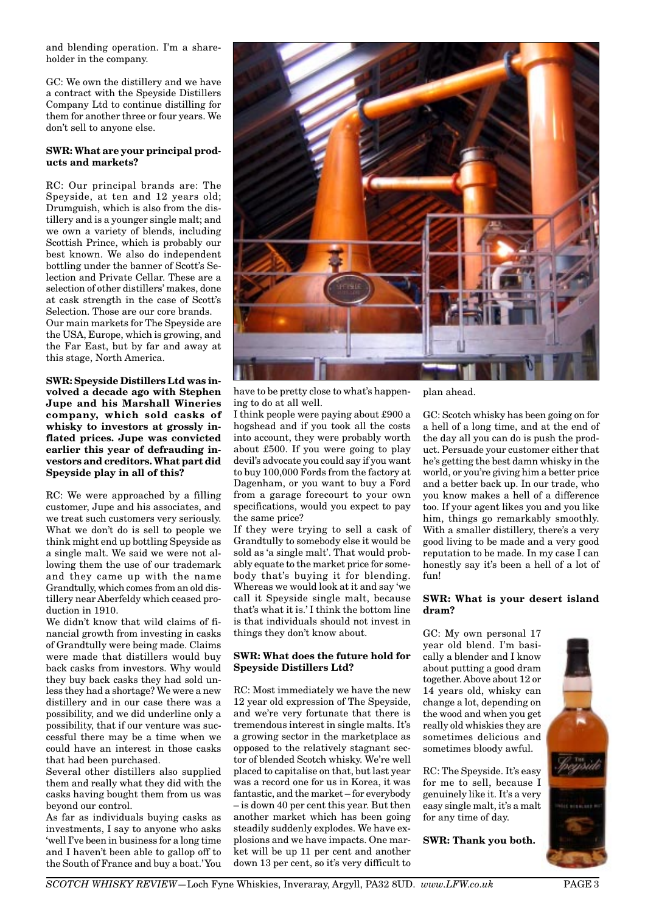and blending operation. I'm a shareholder in the company.

GC: We own the distillery and we have a contract with the Speyside Distillers Company Ltd to continue distilling for them for another three or four years. We don't sell to anyone else.

**SWR: What are your principal products and markets?**

RC: Our principal brands are: The Speyside, at ten and 12 years old; Drumguish, which is also from the distillery and is a younger single malt; and we own a variety of blends, including Scottish Prince, which is probably our best known. We also do independent bottling under the banner of Scott's Selection and Private Cellar. These are a selection of other distillers' makes, done at cask strength in the case of Scott's Selection. Those are our core brands.
Our main markets for The Speyside are the USA, Europe, which is growing, and the Far East, but by far and away at this stage, North America.

**SWR: Speyside Distillers Ltd was involved a decade ago with Stephen Jupe and his Marshall Wineries company, which sold casks of whisky to investors at grossly inflated prices. Jupe was convicted earlier this year of defrauding investors and creditors. What part did Speyside play in all of this?**

RC: We were approached by a filling customer, Jupe and his associates, and we treat such customers very seriously. What we don't do is sell to people we think might end up bottling Speyside as a single malt. We said we were not allowing them the use of our trademark and they came up with the name Grandtully, which comes from an old distillery near Aberfeldy which ceased production in 1910.

We didn't know that wild claims of financial growth from investing in casks of Grandtully were being made. Claims were made that distillers would buy back casks from investors. Why would they buy back casks they had sold unless they had a shortage? We were a new distillery and in our case there was a possibility, and we did underline only a possibility, that if our venture was successful there may be a time when we could have an interest in those casks that had been purchased.

Several other distillers also supplied them and really what they did with the casks having bought them from us was beyond our control.

As far as individuals buying casks as investments, I say to anyone who asks 'well I've been in business for a long time and I haven't been able to gallop off to the South of France and buy a boat.' You have to be pretty close to what's happening to do at all well.

I think people were paying about £900 a hogshead and if you took all the costs into account, they were probably worth about £500. If you were going to play devil's advocate you could say if you want to buy 100,000 Fords from the factory at Dagenham, or you want to buy a Ford from a garage forecourt to your own specifications, would you expect to pay the same price?

If they were trying to sell a cask of Grandtully to somebody else it would be sold as 'a single malt'. That would probably equate to the market price for somebody that's buying it for blending. Whereas we would look at it and say 'we call it Speyside single malt, because that's what it is.' I think the bottom line is that individuals should not invest in things they don't know about.

**SWR: What does the future hold for Speyside Distillers Ltd?**

RC: Most immediately we have the new 12 year old expression of The Speyside, and we're very fortunate that there is tremendous interest in single malts. It's a growing sector in the marketplace as opposed to the relatively stagnant sector of blended Scotch whisky. We're well placed to capitalise on that, but last year was a record one for us in Korea, it was fantastic, and the market – for everybody – is down 40 per cent this year. But then another market which has been going steadily suddenly explodes. We have explosions and we have impacts. One market will be up 11 per cent and another down 13 per cent, so it's very difficult to plan ahead.

GC: Scotch whisky has been going on for a hell of a long time, and at the end of the day all you can do is push the product. Persuade your customer either that he's getting the best damn whisky in the world, or you're giving him a better price and a better back up. In our trade, who you know makes a hell of a difference too. If your agent likes you and you like him, things go remarkably smoothly. With a smaller distillery, there's a very good living to be made and a very good reputation to be made. In my case I can honestly say it's been a hell of a lot of fun!

**SWR: What is your desert island dram?**

GC: My own personal 17 year old blend. I'm basically a blender and I know about putting a good dram together. Above about 12 or 14 years old, whisky can change a lot, depending on the wood and when you get really old whiskies they are sometimes delicious and sometimes bloody awful.

RC: The Speyside. It's easy for me to sell, because I genuinely like it. It's a very easy single malt, it's a malt for any time of day.

**SWR: Thank you both.**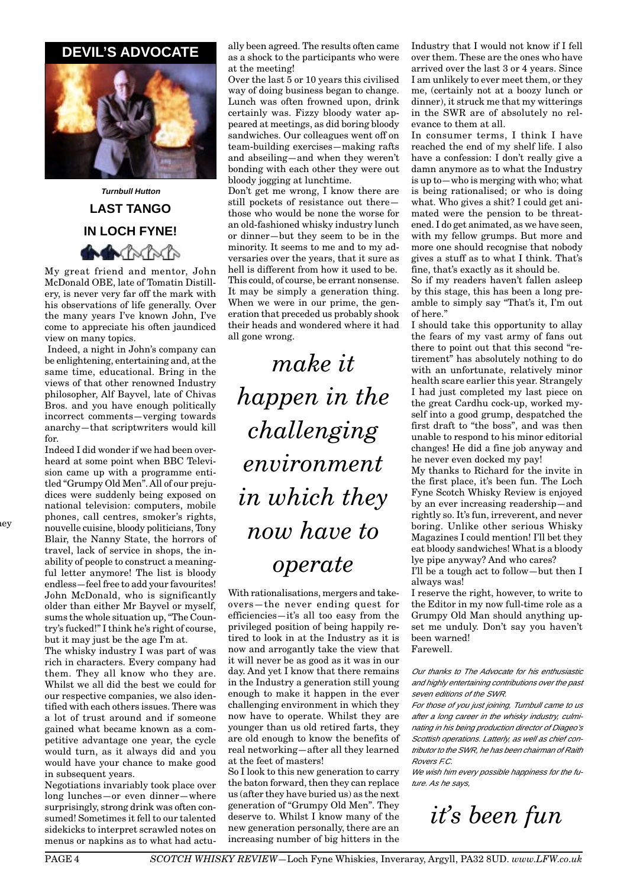## DEVIL'S ADVOCATE

***Turnbull Hutton***

### LAST TANGO IN LOCH FYNE!

My great friend and mentor, John McDonald OBE, late of Tomatin Distillery, is never very far off the mark with his observations of life generally. Over the many years I've known John, I've come to appreciate his often jaundiced view on many topics.

Indeed, a night in John's company can be enlightening, entertaining and, at the same time, educational. Bring in the views of that other renowned Industry philosopher, Alf Bayvel, late of Chivas Bros. and you have enough politically incorrect comments—verging towards anarchy—that scriptwriters would kill for.

Indeed I did wonder if we had been overheard at some point when BBC Television came up with a programme entitled "Grumpy Old Men". All of our prejudices were suddenly being exposed on national television: computers, mobile phones, call centres, smoker's rights, nouvelle cuisine, bloody politicians, Tony Blair, the Nanny State, the horrors of travel, lack of service in shops, the inability of people to construct a meaningful letter anymore! The list is bloody endless—feel free to add your favourites! John McDonald, who is significantly older than either Mr Bayvel or myself, sums the whole situation up, "The Country's fucked!" I think he's right of course, but it may just be the age I'm at.

The whisky industry I was part of was rich in characters. Every company had them. They all know who they are. Whilst we all did the best we could for our respective companies, we also identified with each others issues. There was a lot of trust around and if someone gained what became known as a competitive advantage one year, the cycle would turn, as it always did and you would have your chance to make good in subsequent years.

Negotiations invariably took place over long lunches—or even dinner—where surprisingly, strong drink was often consumed! Sometimes it fell to our talented sidekicks to interpret scrawled notes on menus or napkins as to what had actually been agreed. The results often came as a shock to the participants who were at the meeting!

Over the last 5 or 10 years this civilised way of doing business began to change. Lunch was often frowned upon, drink certainly was. Fizzy bloody water appeared at meetings, as did boring bloody sandwiches. Our colleagues went off on team-building exercises—making rafts and abseiling—and when they weren't bonding with each other they were out bloody jogging at lunchtime.

Don't get me wrong, I know there are still pockets of resistance out there—those who would be none the worse for an old-fashioned whisky industry lunch or dinner—but they seem to be in the minority. It seems to me and to my adversaries over the years, that it sure as hell is different from how it used to be. This could, of course, be errant nonsense. It may be simply a generation thing. When we were in our prime, the generation that preceded us probably shook their heads and wondered where it had all gone wrong.

> *make it happen in the challenging environment in which they now have to operate*

With rationalisations, mergers and takeovers—the never ending quest for efficiencies—it's all too easy from the privileged position of being happily retired to look in at the Industry as it is now and arrogantly take the view that it will never be as good as it was in our day. And yet I know that there remains in the Industry a generation still young enough to make it happen in the ever challenging environment in which they now have to operate. Whilst they are younger than us old retired farts, they are old enough to know the benefits of real networking—after all they learned at the feet of masters!

So I look to this new generation to carry the baton forward, then they can replace us (after they have buried us) as the next generation of "Grumpy Old Men". They deserve to. Whilst I know many of the new generation personally, there are an increasing number of big hitters in the Industry that I would not know if I fell over them. These are the ones who have arrived over the last 3 or 4 years. Since I am unlikely to ever meet them, or they me, (certainly not at a boozy lunch or dinner), it struck me that my witterings in the SWR are of absolutely no relevance to them at all.

In consumer terms, I think I have reached the end of my shelf life. I also have a confession: I don't really give a damn anymore as to what the Industry is up to—who is merging with who; what is being rationalised; or who is doing what. Who gives a shit? I could get animated were the pension to be threatened. I do get animated, as we have seen, with my fellow grumps. But more and more one should recognise that nobody gives a stuff as to what I think. That's fine, that's exactly as it should be.

So if my readers haven't fallen asleep by this stage, this has been a long preamble to simply say "That's it, I'm out of here."

I should take this opportunity to allay the fears of my vast army of fans out there to point out that this second "retirement" has absolutely nothing to do with an unfortunate, relatively minor health scare earlier this year. Strangely I had just completed my last piece on the great Cardhu cock-up, worked myself into a good grump, despatched the first draft to "the boss", and was then unable to respond to his minor editorial changes! He did a fine job anyway and he never even docked my pay!

My thanks to Richard for the invite in the first place, it's been fun. The Loch Fyne Scotch Whisky Review is enjoyed by an ever increasing readership—and rightly so. It's fun, irreverent, and never boring. Unlike other serious Whisky Magazines I could mention! I'll bet they eat bloody sandwiches! What is a bloody lye pipe anyway? And who cares?

I'll be a tough act to follow—but then I always was!

I reserve the right, however, to write to the Editor in my now full-time role as a Grumpy Old Man should anything upset me unduly. Don't say you haven't been warned!

Farewell.

*Our thanks to The Advocate for his enthusiastic and highly entertaining contributions over the past seven editions of the SWR.*

*For those of you just joining, Turnbull came to us after a long career in the whisky industry, culminating in his being production director of Diageo's Scottish operations. Latterly, as well as chief contributor to the SWR, he has been chairman of Raith Rovers F.C.*

*We wish him every possible happiness for the future. As he says,*

> *it's been fun*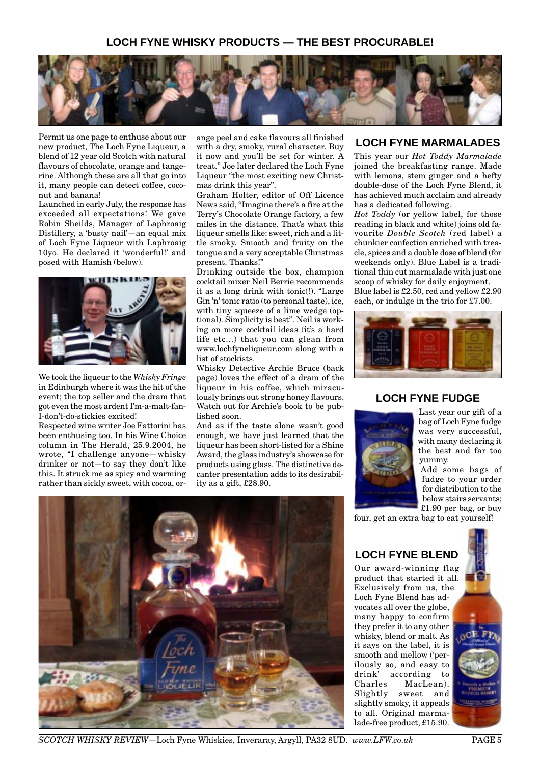# LOCH FYNE WHISKY PRODUCTS — THE BEST PROCURABLE!

Permit us one page to enthuse about our new product, The Loch Fyne Liqueur, a blend of 12 year old Scotch with natural flavours of chocolate, orange and tangerine. Although these are all that go into it, many people can detect coffee, coconut and banana!

Launched in early July, the response has exceeded all expectations! We gave Robin Sheilds, Manager of Laphroaig Distillery, a 'busty nail'—an equal mix of Loch Fyne Liqueur with Laphroaig 10yo. He declared it 'wonderful!' and posed with Hamish (below).

We took the liqueur to the *Whisky Fringe* in Edinburgh where it was the hit of the event; the top seller and the dram that got even the most ardent I'm-a-malt-fan-I-don't-do-stickies excited!

Respected wine writer Joe Fattorini has been enthusing too. In his Wine Choice column in The Herald, 25.9.2004, he wrote, "I challenge anyone—whisky drinker or not—to say they don't like this. It struck me as spicy and warming rather than sickly sweet, with cocoa, orange peel and cake flavours all finished with a dry, smoky, rural character. Buy it now and you'll be set for winter. A treat." Joe later declared the Loch Fyne Liqueur "the most exciting new Christmas drink this year".

Graham Holter, editor of Off Licence News said, "Imagine there's a fire at the Terry's Chocolate Orange factory, a few miles in the distance. That's what this liqueur smells like: sweet, rich and a little smoky. Smooth and fruity on the tongue and a very acceptable Christmas present. Thanks!"

Drinking outside the box, champion cocktail mixer Neil Berrie recommends it as a long drink with tonic(!). "Large Gin 'n' tonic ratio (to personal taste), ice, with tiny squeeze of a lime wedge (optional). Simplicity is best". Neil is working on more cocktail ideas (it's a hard life etc...) that you can glean from www.lochfyneliqueur.com along with a list of stockists.

Whisky Detective Archie Bruce (back page) loves the effect of a dram of the liqueur in his coffee, which miraculously brings out strong honey flavours. Watch out for Archie's book to be published soon.

And as if the taste alone wasn't good enough, we have just learned that the liqueur has been short-listed for a Shine Award, the glass industry's showcase for products using glass. The distinctive decanter presentation adds to its desirability as a gift, £28.90.

## LOCH FYNE MARMALADES

This year our *Hot Toddy Marmalade* joined the breakfasting range. Made with lemons, stem ginger and a hefty double-dose of the Loch Fyne Blend, it has achieved much acclaim and already has a dedicated following.

*Hot Toddy* (or yellow label, for those reading in black and white) joins old favourite *Double Scotch* (red label) a chunkier confection enriched with treacle, spices and a double dose of blend (for weekends only). Blue Label is a traditional thin cut marmalade with just one scoop of whisky for daily enjoyment.

Blue label is £2.50, red and yellow £2.90 each, or indulge in the trio for £7.00.

## LOCH FYNE FUDGE

Last year our gift of a bag of Loch Fyne fudge was very successful, with many declaring it the best and far too yummy.

Add some bags of fudge to your order for distribution to the below stairs servants; £1.90 per bag, or buy four, get an extra bag to eat yourself!

## LOCH FYNE BLEND

Our award-winning flag product that started it all. Exclusively from us, the Loch Fyne Blend has advocates all over the globe, many happy to confirm they prefer it to any other whisky, blend or malt. As it says on the label, it is smooth and mellow ('perilously so, and easy to drink' according to Charles MacLean). Slightly sweet and slightly smoky, it appeals to all. Original marmalade-free product, £15.90.

*SCOTCH WHISKY REVIEW*—Loch Fyne Whiskies, Inveraray, Argyll, PA32 8UD. *www.LFW.co.uk*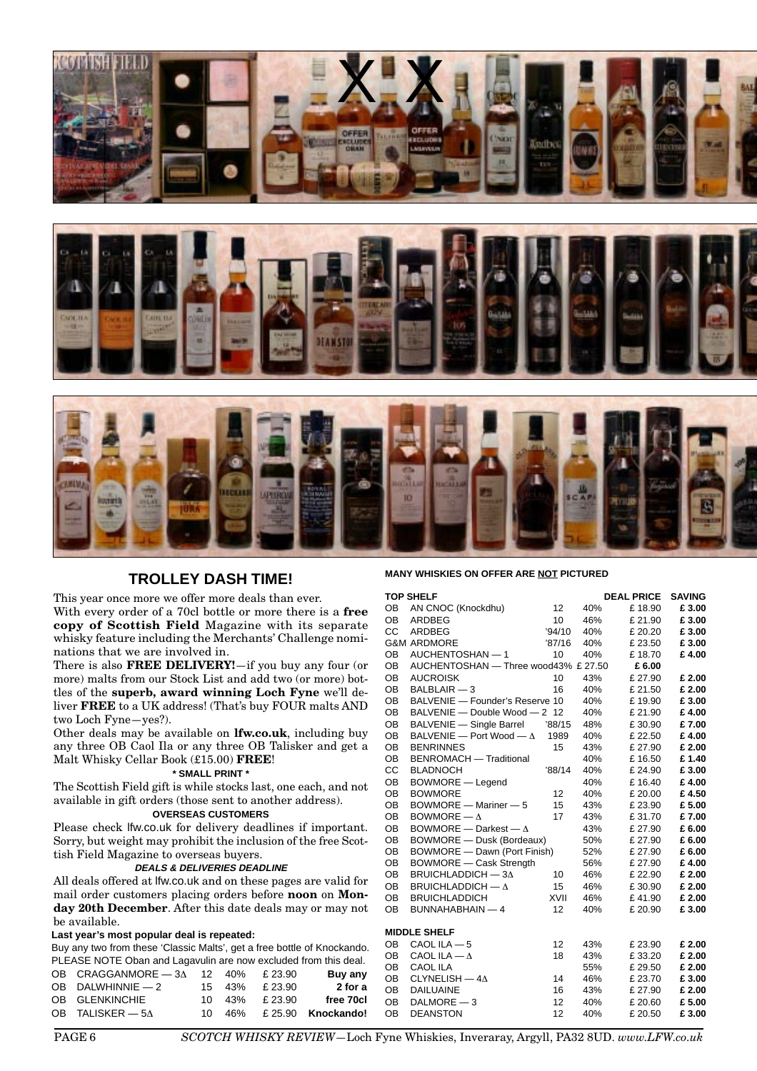## TROLLEY DASH TIME!

This year once more we offer more deals than ever.

With every order of a 70cl bottle or more there is a **free copy of Scottish Field** Magazine with its separate whisky feature including the Merchants' Challenge nominations that we are involved in.

There is also **FREE DELIVERY!**—if you buy any four (or more) malts from our Stock List and add two (or more) bottles of the **superb, award winning Loch Fyne** we'll deliver **FREE** to a UK address! (That's buy FOUR malts AND two Loch Fyne—yes?).

Other deals may be available on **lfw.co.uk**, including buy any three OB Caol Ila or any three OB Talisker and get a Malt Whisky Cellar Book (£15.00) **FREE**!

**\* SMALL PRINT \***

The Scottish Field gift is while stocks last, one each, and not available in gift orders (those sent to another address).

**OVERSEAS CUSTOMERS**

Please check lfw.co.uk for delivery deadlines if important. Sorry, but weight may prohibit the inclusion of the free Scottish Field Magazine to overseas buyers.

***DEALS & DELIVERIES DEADLINE***

All deals offered at lfw.co.uk and on these pages are valid for mail order customers placing orders before **noon** on **Monday 20th December**. After this date deals may or may not be available.

**Last year's most popular deal is repeated:**

Buy any two from these 'Classic Malts', get a free bottle of Knockando. PLEASE NOTE Oban and Lagavulin are now excluded from this deal.

| | | | | | |
|---|---|---|---|---|---|
| OB | CRAGGANMORE — 3Δ | 12 | 40% | £ 23.90 | **Buy any** |
| OB | DALWHINNIE — 2 | 15 | 43% | £ 23.90 | **2 for a** |
| OB | GLENKINCHIE | 10 | 43% | £ 23.90 | **free 70cl** |
| OB | TALISKER — 5Δ | 10 | 46% | £ 25.90 | **Knockando!** |

**MANY WHISKIES ON OFFER ARE NOT PICTURED**

| | TOP SHELF | | | DEAL PRICE | SAVING |
|---|---|---|---|---|---|
| OB | AN CNOC (Knockdhu) | 12 | 40% | £ 18.90 | **£ 3.00** |
| OB | ARDBEG | 10 | 46% | £ 21.90 | **£ 3.00** |
| CC | ARDBEG | '94/10 | 40% | £ 20.20 | **£ 3.00** |
| G&M | ARDMORE | '87/16 | 40% | £ 23.50 | **£ 3.00** |
| OB | AUCHENTOSHAN — 1 | 10 | 40% | £ 18.70 | **£ 4.00** |
| OB | AUCHENTOSHAN — Three wood | | 43% | £ 27.50 | **£ 6.00** |
| OB | AUCROISK | 10 | 43% | £ 27.90 | **£ 2.00** |
| OB | BALBLAIR — 3 | 16 | 40% | £ 21.50 | **£ 2.00** |
| OB | BALVENIE — Founder's Reserve | 10 | 40% | £ 19.90 | **£ 3.00** |
| OB | BALVENIE — Double Wood — 2 | 12 | 40% | £ 21.90 | **£ 4.00** |
| OB | BALVENIE — Single Barrel | '88/15 | 48% | £ 30.90 | **£ 7.00** |
| OB | BALVENIE — Port Wood — Δ | 1989 | 40% | £ 22.50 | **£ 4.00** |
| OB | BENRINNES | 15 | 43% | £ 27.90 | **£ 2.00** |
| OB | BENROMACH — Traditional | | 40% | £ 16.50 | **£ 1.40** |
| CC | BLADNOCH | '88/14 | 40% | £ 24.90 | **£ 3.00** |
| OB | BOWMORE — Legend | | 40% | £ 16.40 | **£ 4.00** |
| OB | BOWMORE | 12 | 40% | £ 20.00 | **£ 4.50** |
| OB | BOWMORE — Mariner — 5 | 15 | 43% | £ 23.90 | **£ 5.00** |
| OB | BOWMORE — Δ | 17 | 43% | £ 31.70 | **£ 7.00** |
| OB | BOWMORE — Darkest — Δ | | 43% | £ 27.90 | **£ 6.00** |
| OB | BOWMORE — Dusk (Bordeaux) | | 50% | £ 27.90 | **£ 6.00** |
| OB | BOWMORE — Dawn (Port Finish) | | 52% | £ 27.90 | **£ 6.00** |
| OB | BOWMORE — Cask Strength | | 56% | £ 27.90 | **£ 4.00** |
| OB | BRUICHLADDICH — 3Δ | 10 | 46% | £ 22.90 | **£ 2.00** |
| OB | BRUICHLADDICH — Δ | 15 | 46% | £ 30.90 | **£ 2.00** |
| OB | BRUICHLADDICH | XVII | 46% | £ 41.90 | **£ 2.00** |
| OB | BUNNAHABHAIN — 4 | 12 | 40% | £ 20.90 | **£ 3.00** |
| | **MIDDLE SHELF** | | | | |
| OB | CAOL ILA — 5 | 12 | 43% | £ 23.90 | **£ 2.00** |
| OB | CAOL ILA — Δ | 18 | 43% | £ 33.20 | **£ 2.00** |
| OB | CAOL ILA | | 55% | £ 29.50 | **£ 2.00** |
| OB | CLYNELISH — 4Δ | 14 | 46% | £ 23.70 | **£ 3.00** |
| OB | DAILUAINE | 16 | 43% | £ 27.90 | **£ 2.00** |
| OB | DALMORE — 3 | 12 | 40% | £ 20.60 | **£ 5.00** |
| OB | DEANSTON | 12 | 40% | £ 20.50 | **£ 3.00** |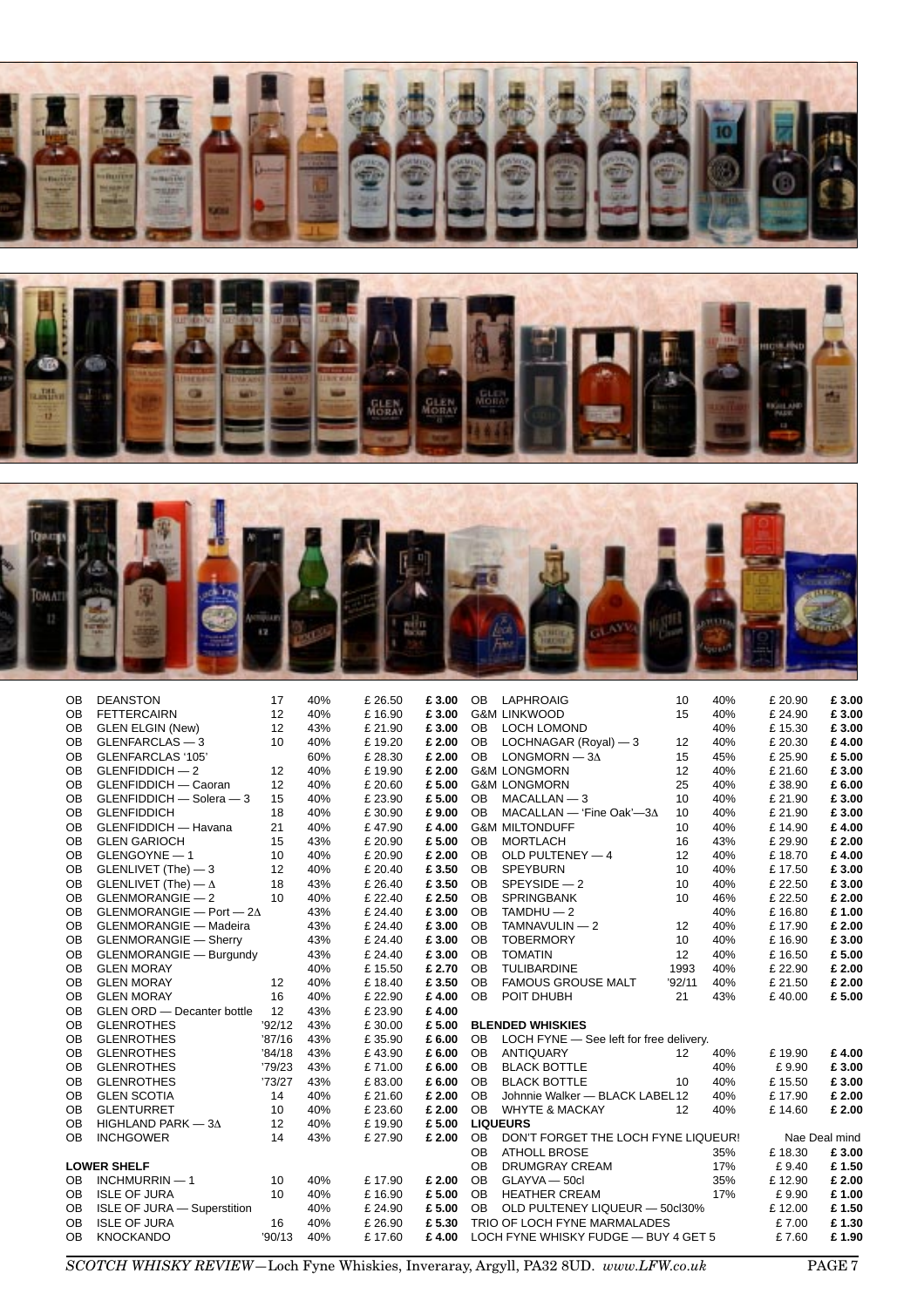| | | | | | |
|---|---|---|---|---|---|
| OB | DEANSTON | 17 | 40% | £ 26.50 | **£ 3.00** |
| OB | FETTERCAIRN | 12 | 40% | £ 16.90 | **£ 3.00** |
| OB | GLEN ELGIN (New) | 12 | 43% | £ 21.90 | **£ 3.00** |
| OB | GLENFARCLAS — 3 | 10 | 40% | £ 19.20 | **£ 2.00** |
| OB | GLENFARCLAS '105' | | 60% | £ 28.30 | **£ 2.00** |
| OB | GLENFIDDICH — 2 | 12 | 40% | £ 19.90 | **£ 2.00** |
| OB | GLENFIDDICH — Caoran | 12 | 40% | £ 20.60 | **£ 5.00** |
| OB | GLENFIDDICH — Solera — 3 | 15 | 40% | £ 23.90 | **£ 5.00** |
| OB | GLENFIDDICH | 18 | 40% | £ 30.90 | **£ 9.00** |
| OB | GLENFIDDICH — Havana | 21 | 40% | £ 47.90 | **£ 4.00** |
| OB | GLEN GARIOCH | 15 | 43% | £ 20.90 | **£ 5.00** |
| OB | GLENGOYNE — 1 | 10 | 40% | £ 20.90 | **£ 2.00** |
| OB | GLENLIVET (The) — 3 | 12 | 40% | £ 20.40 | **£ 3.50** |
| OB | GLENLIVET (The) — Δ | 18 | 43% | £ 26.40 | **£ 3.50** |
| OB | GLENMORANGIE — 2 | 10 | 40% | £ 22.40 | **£ 2.50** |
| OB | GLENMORANGIE — Port — 2Δ | | 43% | £ 24.40 | **£ 3.00** |
| OB | GLENMORANGIE — Madeira | | 43% | £ 24.40 | **£ 3.00** |
| OB | GLENMORANGIE — Sherry | | 43% | £ 24.40 | **£ 3.00** |
| OB | GLENMORANGIE — Burgundy | | 43% | £ 24.40 | **£ 3.00** |
| OB | GLEN MORAY | | 40% | £ 15.50 | **£ 2.70** |
| OB | GLEN MORAY | 12 | 40% | £ 18.40 | **£ 3.50** |
| OB | GLEN MORAY | 16 | 40% | £ 22.90 | **£ 4.00** |
| OB | GLEN ORD — Decanter bottle | 12 | 43% | £ 23.90 | **£ 4.00** |
| OB | GLENROTHES | '92/12 | 43% | £ 30.00 | **£ 5.00** |
| OB | GLENROTHES | '87/16 | 43% | £ 35.90 | **£ 6.00** |
| OB | GLENROTHES | '84/18 | 43% | £ 43.90 | **£ 6.00** |
| OB | GLENROTHES | '79/23 | 43% | £ 71.00 | **£ 6.00** |
| OB | GLENROTHES | '73/27 | 43% | £ 83.00 | **£ 6.00** |
| OB | GLEN SCOTIA | 14 | 40% | £ 21.60 | **£ 2.00** |
| OB | GLENTURRET | 10 | 40% | £ 23.60 | **£ 2.00** |
| OB | HIGHLAND PARK — 3Δ | 12 | 40% | £ 19.90 | **£ 2.00** |
| OB | INCHGOWER | 14 | 43% | £ 27.90 | **£ 2.00** |

**LOWER SHELF**

| | | | | | |
|---|---|---|---|---|---|
| OB | INCHMURRIN — 1 | 10 | 40% | £ 17.90 | **£ 2.00** |
| OB | ISLE OF JURA | 10 | 40% | £ 16.90 | **£ 5.00** |
| OB | ISLE OF JURA — Superstition | | 40% | £ 24.90 | **£ 5.00** |
| OB | ISLE OF JURA | 16 | 40% | £ 26.90 | **£ 5.30** |
| OB | KNOCKANDO | '90/13 | 40% | £ 17.60 | **£ 4.00** |
| OB | LAPHROAIG | 10 | 40% | £ 20.90 | **£ 3.00** |
| G&M | LINKWOOD | 15 | 40% | £ 24.90 | **£ 3.00** |
| OB | LOCH LOMOND | | 40% | £ 15.30 | **£ 3.00** |
| OB | LOCHNAGAR (Royal) — 3 | 12 | 40% | £ 20.30 | **£ 4.00** |
| OB | LONGMORN — 3Δ | 15 | 45% | £ 25.90 | **£ 5.00** |
| G&M | LONGMORN | 12 | 40% | £ 21.60 | **£ 3.00** |
| G&M | LONGMORN | 25 | 40% | £ 38.90 | **£ 6.00** |
| OB | MACALLAN — 3 | 10 | 40% | £ 21.90 | **£ 3.00** |
| OB | MACALLAN — 'Fine Oak'—3Δ | 10 | 40% | £ 21.90 | **£ 3.00** |
| G&M | MILTONDUFF | 10 | 40% | £ 14.90 | **£ 4.00** |
| OB | MORTLACH | 16 | 43% | £ 29.90 | **£ 2.00** |
| OB | OLD PULTENEY — 4 | 12 | 40% | £ 18.70 | **£ 4.00** |
| OB | SPEYBURN | 10 | 40% | £ 17.50 | **£ 3.00** |
| OB | SPEYSIDE — 2 | 10 | 40% | £ 22.50 | **£ 3.00** |
| OB | SPRINGBANK | 10 | 46% | £ 22.50 | **£ 2.00** |
| OB | TAMDHU — 2 | | 40% | £ 16.80 | **£ 1.00** |
| OB | TAMNAVULIN — 2 | 12 | 40% | £ 17.90 | **£ 2.00** |
| OB | TOBERMORY | 10 | 40% | £ 16.90 | **£ 3.00** |
| OB | TOMATIN | 12 | 40% | £ 16.50 | **£ 5.00** |
| OB | TULIBARDINE | 1993 | 40% | £ 22.90 | **£ 2.00** |
| OB | FAMOUS GROUSE MALT | '92/11 | 40% | £ 21.50 | **£ 2.00** |
| OB | POIT DHUBH | 21 | 43% | £ 40.00 | **£ 5.00** |

**BLENDED WHISKIES**

| | | | | | |
|---|---|---|---|---|---|
| OB | LOCH FYNE — See left for free delivery. | | | | |
| OB | ANTIQUARY | 12 | 40% | £ 19.90 | **£ 4.00** |
| OB | BLACK BOTTLE | | 40% | £ 9.90 | **£ 3.00** |
| OB | BLACK BOTTLE | 10 | 40% | £ 15.50 | **£ 3.00** |
| OB | Johnnie Walker — BLACK LABEL | 12 | 40% | £ 17.90 | **£ 2.00** |
| OB | WHYTE & MACKAY | 12 | 40% | £ 14.60 | **£ 2.00** |

**LIQUEURS**

| | | | | | |
|---|---|---|---|---|---|
| OB | DON'T FORGET THE LOCH FYNE LIQUEUR! | | | Nae Deal mind | |
| OB | ATHOLL BROSE | | 35% | £ 18.30 | **£ 3.00** |
| OB | DRUMGRAY CREAM | | 17% | £ 9.40 | **£ 1.50** |
| OB | GLAYVA — 50cl | | 35% | £ 12.90 | **£ 2.00** |
| OB | HEATHER CREAM | | 17% | £ 9.90 | **£ 1.00** |
| OB | OLD PULTENEY LIQUEUR — 50cl | | 30% | £ 12.00 | **£ 1.50** |
| | TRIO OF LOCH FYNE MARMALADES | | | £ 7.00 | **£ 1.30** |
| | LOCH FYNE WHISKY FUDGE — BUY 4 GET 5 | | | £ 7.60 | **£ 1.90** |

*SCOTCH WHISKY REVIEW*—Loch Fyne Whiskies, Inveraray, Argyll, PA32 8UD. *www.LFW.co.uk*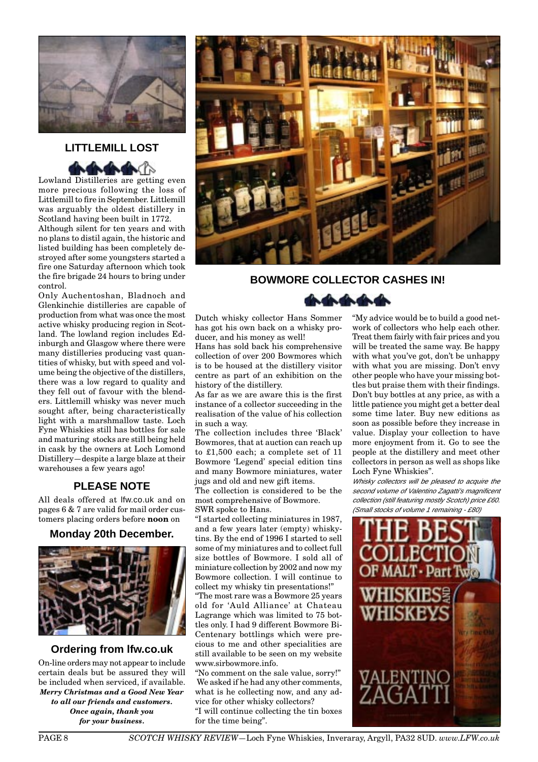## LITTLEMILL LOST

Lowland Distilleries are getting even more precious following the loss of Littlemill to fire in September. Littlemill was arguably the oldest distillery in Scotland having been built in 1772.

Although silent for ten years and with no plans to distil again, the historic and listed building has been completely destroyed after some youngsters started a fire one Saturday afternoon which took the fire brigade 24 hours to bring under control.

Only Auchentoshan, Bladnoch and Glenkinchie distilleries are capable of production from what was once the most active whisky producing region in Scotland. The lowland region includes Edinburgh and Glasgow where there were many distilleries producing vast quantities of whisky, but with speed and volume being the objective of the distillers, there was a low regard to quality and they fell out of favour with the blenders. Littlemill whisky was never much sought after, being characteristically light with a marshmallow taste. Loch Fyne Whiskies still has bottles for sale and maturing stocks are still being held in cask by the owners at Loch Lomond Distillery—despite a large blaze at their warehouses a few years ago!

## PLEASE NOTE

All deals offered at lfw.co.uk and on pages 6 & 7 are valid for mail order customers placing orders before **noon** on

**Monday 20th December.**

## Ordering from lfw.co.uk

On-line orders may not appear to include certain deals but be assured they will be included when serviced, if available.

***Merry Christmas and a Good New Year to all our friends and customers. Once again, thank you for your business.***

## BOWMORE COLLECTOR CASHES IN!

Dutch whisky collector Hans Sommer has got his own back on a whisky producer, and his money as well!

Hans has sold back his comprehensive collection of over 200 Bowmores which is to be housed at the distillery visitor centre as part of an exhibition on the history of the distillery.

As far as we are aware this is the first instance of a collector succeeding in the realisation of the value of his collection in such a way.

The collection includes three 'Black' Bowmores, that at auction can reach up to £1,500 each; a complete set of 11 Bowmore 'Legend' special edition tins and many Bowmore miniatures, water jugs and old and new gift items.

The collection is considered to be the most comprehensive of Bowmore.

SWR spoke to Hans.

"I started collecting miniatures in 1987, and a few years later (empty) whisky-tins. By the end of 1996 I started to sell some of my miniatures and to collect full size bottles of Bowmore. I sold all of miniature collection by 2002 and now my Bowmore collection. I will continue to collect my whisky tin presentations!"

"The most rare was a Bowmore 25 years old for 'Auld Alliance' at Chateau Lagrange which was limited to 75 bottles only. I had 9 different Bowmore Bi-Centenary bottlings which were precious to me and other specialities are still available to be seen on my website www.sirbowmore.info.

"No comment on the sale value, sorry!"

We asked if he had any other comments, what is he collecting now, and any advice for other whisky collectors?

"I will continue collecting the tin boxes for the time being".

"My advice would be to build a good network of collectors who help each other. Treat them fairly with fair prices and you will be treated the same way. Be happy with what you've got, don't be unhappy with what you are missing. Don't envy other people who have your missing bottles but praise them with their findings. Don't buy bottles at any price, as with a little patience you might get a better deal some time later. Buy new editions as soon as possible before they increase in value. Display your collection to have more enjoyment from it. Go to see the people at the distillery and meet other collectors in person as well as shops like Loch Fyne Whiskies".

*Whisky collectors will be pleased to acquire the second volume of Valentino Zagatti's magnificent collection (still featuring mostly Scotch) price £60. (Small stocks of volume 1 remaining - £80)*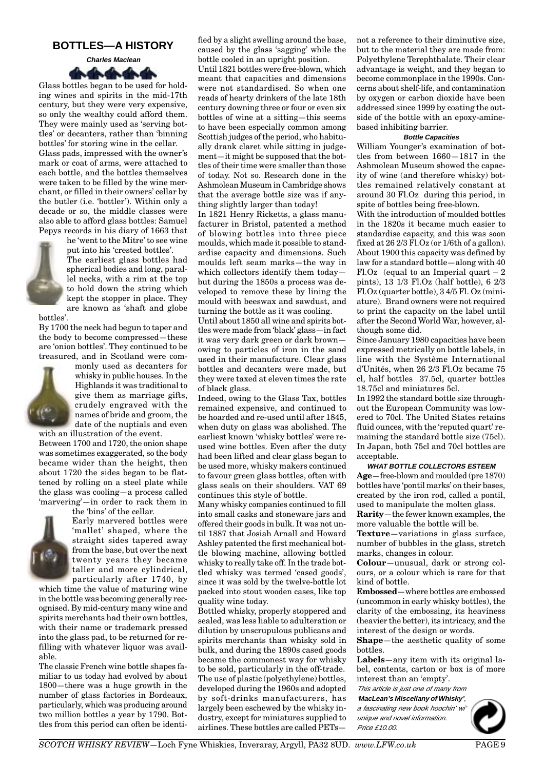# BOTTLES—A HISTORY

***Charles Maclean***

Glass bottles began to be used for holding wines and spirits in the mid-17th century, but they were very expensive, so only the wealthy could afford them. They were mainly used as 'serving bottles' or decanters, rather than 'binning bottles' for storing wine in the cellar.

Glass pads, impressed with the owner's mark or coat of arms, were attached to each bottle, and the bottles themselves were taken to be filled by the wine merchant, or filled in their owners' cellar by the butler (i.e. 'bottler'). Within only a decade or so, the middle classes were also able to afford glass bottles: Samuel Pepys records in his diary of 1663 that he 'went to the Mitre' to see wine put into his 'crested bottles'.

The earliest glass bottles had spherical bodies and long, parallel necks, with a rim at the top to hold down the string which kept the stopper in place. They are known as 'shaft and globe bottles'.

By 1700 the neck had begun to taper and the body to become compressed—these are 'onion bottles'. They continued to be treasured, and in Scotland were commonly used as decanters for whisky in public houses. In the Highlands it was traditional to give them as marriage gifts, crudely engraved with the names of bride and groom, the date of the nuptials and even with an illustration of the event.

Between 1700 and 1720, the onion shape was sometimes exaggerated, so the body became wider than the height, then about 1720 the sides began to be flattened by rolling on a steel plate while the glass was cooling—a process called 'marvering'—in order to rack them in the 'bins' of the cellar.

Early marvered bottles were 'mallet' shaped, where the straight sides tapered away from the base, but over the next twenty years they became taller and more cylindrical, particularly after 1740, by which time the value of maturing wine in the bottle was becoming generally recognised. By mid-century many wine and spirits merchants had their own bottles, with their name or trademark pressed into the glass pad, to be returned for refilling with whatever liquor was available.

The classic French wine bottle shapes familiar to us today had evolved by about 1800—there was a huge growth in the number of glass factories in Bordeaux, particularly, which was producing around two million bottles a year by 1790. Bottles from this period can often be identified by a slight swelling around the base, caused by the glass 'sagging' while the bottle cooled in an upright position.

Until 1821 bottles were free-blown, which meant that capacities and dimensions were not standardised. So when one reads of hearty drinkers of the late 18th century downing three or four or even six bottles of wine at a sitting—this seems to have been especially common among Scottish judges of the period, who habitually drank claret while sitting in judgement—it might be supposed that the bottles of their time were smaller than those of today. Not so. Research done in the Ashmolean Museum in Cambridge shows that the average bottle size was if anything slightly larger than today!

In 1821 Henry Ricketts, a glass manufacturer in Bristol, patented a method of blowing bottles into three piece moulds, which made it possible to standardise capacity and dimensions. Such moulds left seam marks—the way in which collectors identify them today—but during the 1850s a process was developed to remove these by lining the mould with beeswax and sawdust, and turning the bottle as it was cooling.

Until about 1850 all wine and spirits bottles were made from 'black' glass—in fact it was very dark green or dark brown—owing to particles of iron in the sand used in their manufacture. Clear glass bottles and decanters were made, but they were taxed at eleven times the rate of black glass.

Indeed, owing to the Glass Tax, bottles remained expensive, and continued to be hoarded and re-used until after 1845, when duty on glass was abolished. The earliest known 'whisky bottles' were re-used wine bottles. Even after the duty had been lifted and clear glass began to be used more, whisky makers continued to favour green glass bottles, often with glass seals on their shoulders. VAT 69 continues this style of bottle.

Many whisky companies continued to fill into small casks and stoneware jars and offered their goods in bulk. It was not until 1887 that Josiah Arnall and Howard Ashley patented the first mechanical bottle blowing machine, allowing bottled whisky to really take off. In the trade bottled whisky was termed 'cased goods', since it was sold by the twelve-bottle lot packed into stout wooden cases, like top quality wine today.

Bottled whisky, properly stoppered and sealed, was less liable to adulteration or dilution by unscrupulous publicans and spirits merchants than whisky sold in bulk, and during the 1890s cased goods became the commonest way for whisky to be sold, particularly in the off-trade.

The use of plastic (polyethylene) bottles, developed during the 1960s and adopted by soft-drinks manufacturers, has largely been eschewed by the whisky industry, except for miniatures supplied to airlines. These bottles are called PETs—not a reference to their diminutive size, but to the material they are made from: Polyethylene Terephthalate. Their clear advantage is weight, and they began to become commonplace in the 1990s. Concerns about shelf-life, and contamination by oxygen or carbon dioxide have been addressed since 1999 by coating the outside of the bottle with an epoxy-amine-based inhibiting barrier.

#### *Bottle Capacities*

William Younger's examination of bottles from between 1660—1817 in the Ashmolean Museum showed the capacity of wine (and therefore whisky) bottles remained relatively constant at around 30 Fl.Oz during this period, in spite of bottles being free-blown.

With the introduction of moulded bottles in the 1820s it became much easier to standardise capacity, and this was soon fixed at 26 2/3 Fl.Oz (or 1/6th of a gallon). About 1900 this capacity was defined by law for a standard bottle—along with 40 Fl.Oz (equal to an Imperial quart – 2 pints), 13 1/3 Fl.Oz (half bottle), 6 2/3 Fl.Oz (quarter bottle), 3 4/5 Fl. Oz (miniature). Brand owners were not required to print the capacity on the label until after the Second World War, however, although some did.

Since January 1980 capacities have been expressed metrically on bottle labels, in line with the Système International d'Unités, when 26 2/3 Fl.Oz became 75 cl, half bottles 37.5cl, quarter bottles 18.75cl and miniatures 5cl.

In 1992 the standard bottle size throughout the European Community was lowered to 70cl. The United States retains fluid ounces, with the 'reputed quart' remaining the standard bottle size (75cl). In Japan, both 75cl and 70cl bottles are acceptable.

#### *WHAT BOTTLE COLLECTORS ESTEEM*

**Age**—free-blown and moulded (pre 1870) bottles have 'pontil marks' on their bases, created by the iron rod, called a pontil, used to manipulate the molten glass.

**Rarity**—the fewer known examples, the more valuable the bottle will be.

**Texture**—variations in glass surface, number of bubbles in the glass, stretch marks, changes in colour.

**Colour**—unusual, dark or strong colours, or a colour which is rare for that kind of bottle.

**Embossed**—where bottles are embossed (uncommon in early whisky bottles), the clarity of the embossing, its heaviness (heavier the better), its intricacy, and the interest of the design or words.

**Shape**—the aesthetic quality of some bottles.

**Labels**—any item with its original label, contents, carton or box is of more interest than an 'empty'.

*This article is just one of many from* ***MacLean's Miscellany of Whisky'****, a fascinating new book hoochin' wi' unique and novel information. Price £10.00.*

*SCOTCH WHISKY REVIEW*—Loch Fyne Whiskies, Inveraray, Argyll, PA32 8UD. *www.LFW.co.uk*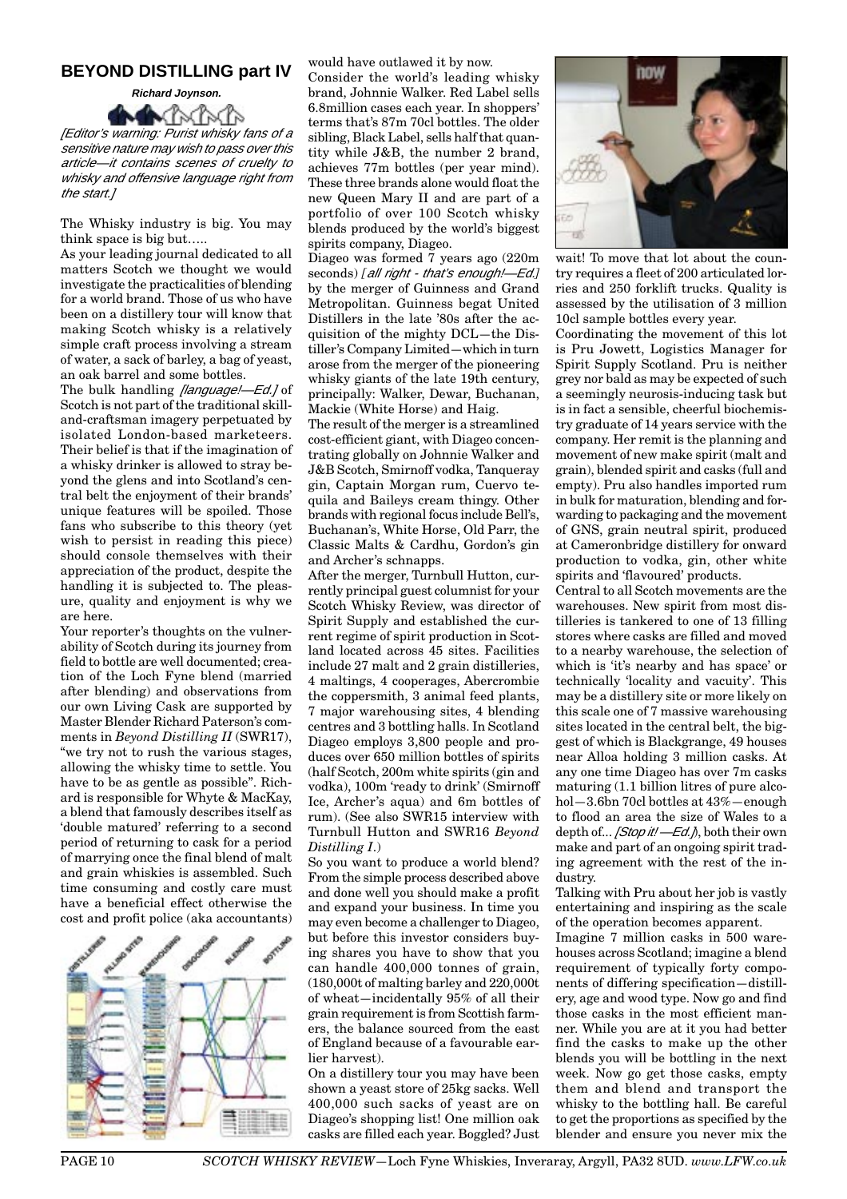## BEYOND DISTILLING part IV

***Richard Joynson.***

*[Editor's warning: Purist whisky fans of a sensitive nature may wish to pass over this article—it contains scenes of cruelty to whisky and offensive language right from the start.]*

The Whisky industry is big. You may think space is big but…..

As your leading journal dedicated to all matters Scotch we thought we would investigate the practicalities of blending for a world brand. Those of us who have been on a distillery tour will know that making Scotch whisky is a relatively simple craft process involving a stream of water, a sack of barley, a bag of yeast, an oak barrel and some bottles.

The bulk handling *[language!—Ed.]* of Scotch is not part of the traditional skill-and-craftsman imagery perpetuated by isolated London-based marketeers. Their belief is that if the imagination of a whisky drinker is allowed to stray beyond the glens and into Scotland's central belt the enjoyment of their brands' unique features will be spoiled. Those fans who subscribe to this theory (yet wish to persist in reading this piece) should console themselves with their appreciation of the product, despite the handling it is subjected to. The pleasure, quality and enjoyment is why we are here.

Your reporter's thoughts on the vulnerability of Scotch during its journey from field to bottle are well documented; creation of the Loch Fyne blend (married after blending) and observations from our own Living Cask are supported by Master Blender Richard Paterson's comments in *Beyond Distilling II* (SWR17), "we try not to rush the various stages, allowing the whisky time to settle. You have to be as gentle as possible". Richard is responsible for Whyte & MacKay, a blend that famously describes itself as 'double matured' referring to a second period of returning to cask for a period of marrying once the final blend of malt and grain whiskies is assembled. Such time consuming and costly care must have a beneficial effect otherwise the cost and profit police (aka accountants) would have outlawed it by now.

Consider the world's leading whisky brand, Johnnie Walker. Red Label sells 6.8million cases each year. In shoppers' terms that's 87m 70cl bottles. The older sibling, Black Label, sells half that quantity while J&B, the number 2 brand, achieves 77m bottles (per year mind). These three brands alone would float the new Queen Mary II and are part of a portfolio of over 100 Scotch whisky blends produced by the world's biggest spirits company, Diageo.

Diageo was formed 7 years ago (220m seconds) *[all right - that's enough!—Ed.]* by the merger of Guinness and Grand Metropolitan. Guinness begat United Distillers in the late '80s after the acquisition of the mighty DCL—the Distiller's Company Limited—which in turn arose from the merger of the pioneering whisky giants of the late 19th century, principally: Walker, Dewar, Buchanan, Mackie (White Horse) and Haig.

The result of the merger is a streamlined cost-efficient giant, with Diageo concentrating globally on Johnnie Walker and J&B Scotch, Smirnoff vodka, Tanqueray gin, Captain Morgan rum, Cuervo tequila and Baileys cream thingy. Other brands with regional focus include Bell's, Buchanan's, White Horse, Old Parr, the Classic Malts & Cardhu, Gordon's gin and Archer's schnapps.

After the merger, Turnbull Hutton, currently principal guest columnist for your Scotch Whisky Review, was director of Spirit Supply and established the current regime of spirit production in Scotland located across 45 sites. Facilities include 27 malt and 2 grain distilleries, 4 maltings, 4 cooperages, Abercrombie the coppersmith, 3 animal feed plants, 7 major warehousing sites, 4 blending centres and 3 bottling halls. In Scotland Diageo employs 3,800 people and produces over 650 million bottles of spirits (half Scotch, 200m white spirits (gin and vodka), 100m 'ready to drink' (Smirnoff Ice, Archer's aqua) and 6m bottles of rum). (See also SWR15 interview with Turnbull Hutton and SWR16 *Beyond Distilling I*.)

So you want to produce a world blend? From the simple process described above and done well you should make a profit and expand your business. In time you may even become a challenger to Diageo, but before this investor considers buying shares you have to show that you can handle 400,000 tonnes of grain, (180,000t of malting barley and 220,000t of wheat—incidentally 95% of all their grain requirement is from Scottish farmers, the balance sourced from the east of England because of a favourable earlier harvest).

On a distillery tour you may have been shown a yeast store of 25kg sacks. Well 400,000 such sacks of yeast are on Diageo's shopping list! One million oak casks are filled each year. Boggled? Just wait! To move that lot about the country requires a fleet of 200 articulated lorries and 250 forklift trucks. Quality is assessed by the utilisation of 3 million 10cl sample bottles every year.

Coordinating the movement of this lot is Pru Jowett, Logistics Manager for Spirit Supply Scotland. Pru is neither grey nor bald as may be expected of such a seemingly neurosis-inducing task but is in fact a sensible, cheerful biochemistry graduate of 14 years service with the company. Her remit is the planning and movement of new make spirit (malt and grain), blended spirit and casks (full and empty). Pru also handles imported rum in bulk for maturation, blending and forwarding to packaging and the movement of GNS, grain neutral spirit, produced at Cameronbridge distillery for onward production to vodka, gin, other white spirits and 'flavoured' products.

Central to all Scotch movements are the warehouses. New spirit from most distilleries is tankered to one of 13 filling stores where casks are filled and moved to a nearby warehouse, the selection of which is 'it's nearby and has space' or technically 'locality and vacuity'. This may be a distillery site or more likely on this scale one of 7 massive warehousing sites located in the central belt, the biggest of which is Blackgrange, 49 houses near Alloa holding 3 million casks. At any one time Diageo has over 7m casks maturing (1.1 billion litres of pure alcohol—3.6bn 70cl bottles at 43%—enough to flood an area the size of Wales to a depth of... *[Stop it! —Ed.]*), both their own make and part of an ongoing spirit trading agreement with the rest of the industry.

Talking with Pru about her job is vastly entertaining and inspiring as the scale of the operation becomes apparent.

Imagine 7 million casks in 500 warehouses across Scotland; imagine a blend requirement of typically forty components of differing specification—distillery, age and wood type. Now go and find those casks in the most efficient manner. While you are at it you had better find the casks to make up the other blends you will be bottling in the next week. Now go get those casks, empty them and blend and transport the whisky to the bottling hall. Be careful to get the proportions as specified by the blender and ensure you never mix the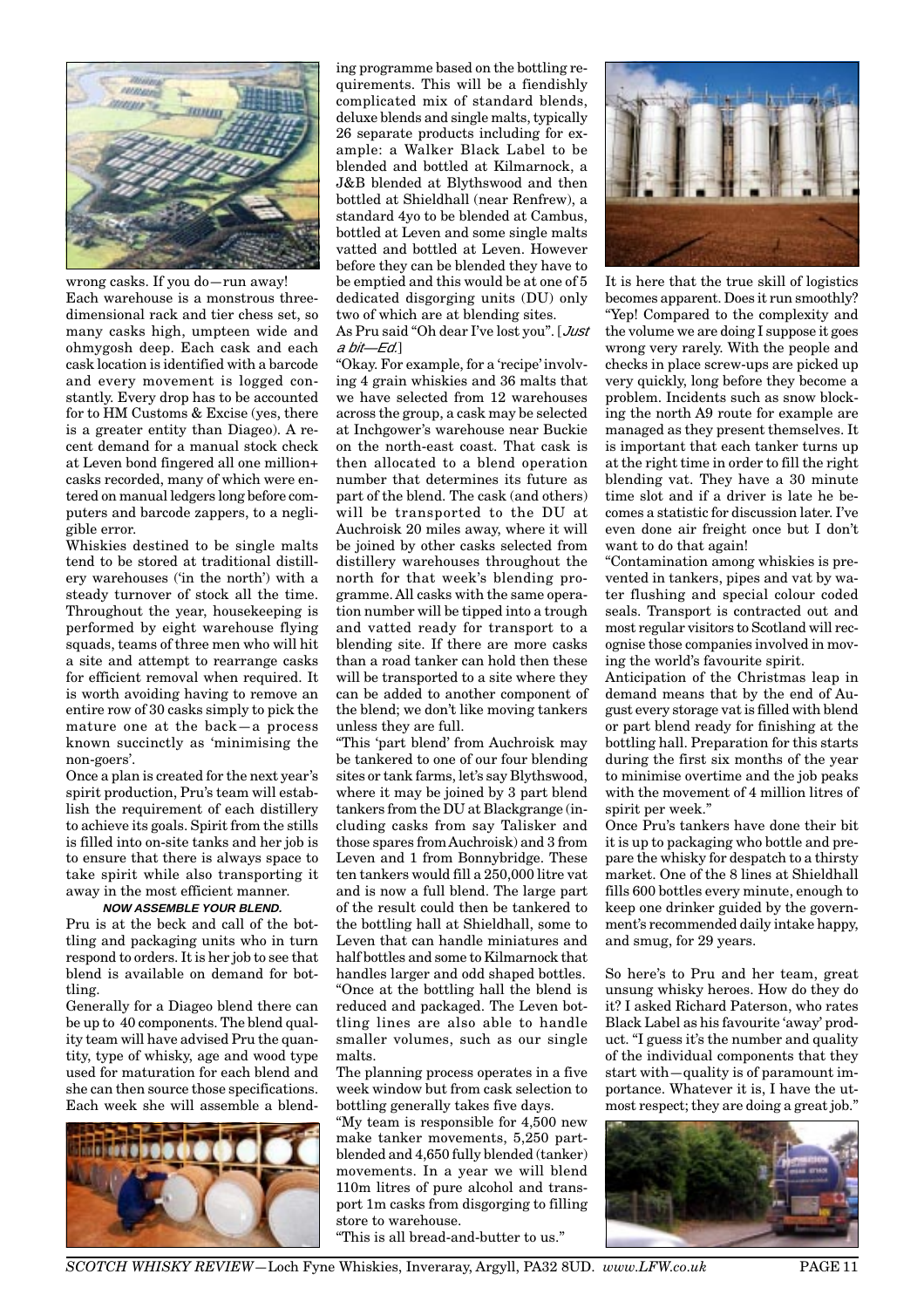wrong casks. If you do—run away! Each warehouse is a monstrous three-dimensional rack and tier chess set, so many casks high, umpteen wide and ohmygosh deep. Each cask and each cask location is identified with a barcode and every movement is logged constantly. Every drop has to be accounted for to HM Customs & Excise (yes, there is a greater entity than Diageo). A recent demand for a manual stock check at Leven bond fingered all one million+ casks recorded, many of which were entered on manual ledgers long before computers and barcode zappers, to a negligible error.

Whiskies destined to be single malts tend to be stored at traditional distillery warehouses ('in the north') with a steady turnover of stock all the time. Throughout the year, housekeeping is performed by eight warehouse flying squads, teams of three men who will hit a site and attempt to rearrange casks for efficient removal when required. It is worth avoiding having to remove an entire row of 30 casks simply to pick the mature one at the back—a process known succinctly as 'minimising the non-goers'.

Once a plan is created for the next year's spirit production, Pru's team will establish the requirement of each distillery to achieve its goals. Spirit from the stills is filled into on-site tanks and her job is to ensure that there is always space to take spirit while also transporting it away in the most efficient manner.

#### *NOW ASSEMBLE YOUR BLEND.*

Pru is at the beck and call of the bottling and packaging units who in turn respond to orders. It is her job to see that blend is available on demand for bottling.

Generally for a Diageo blend there can be up to 40 components. The blend quality team will have advised Pru the quantity, type of whisky, age and wood type used for maturation for each blend and she can then source those specifications. Each week she will assemble a blending programme based on the bottling requirements. This will be a fiendishly complicated mix of standard blends, deluxe blends and single malts, typically 26 separate products including for example: a Walker Black Label to be blended and bottled at Kilmarnock, a J&B blended at Blythswood and then bottled at Shieldhall (near Renfrew), a standard 4yo to be blended at Cambus, bottled at Leven and some single malts vatted and bottled at Leven. However before they can be blended they have to be emptied and this would be at one of 5 dedicated disgorging units (DU) only two of which are at blending sites.

As Pru said "Oh dear I've lost you". [*Just a bit—Ed.*]

"Okay. For example, for a 'recipe' involving 4 grain whiskies and 36 malts that we have selected from 12 warehouses across the group, a cask may be selected at Inchgower's warehouse near Buckie on the north-east coast. That cask is then allocated to a blend operation number that determines its future as part of the blend. The cask (and others) will be transported to the DU at Auchroisk 20 miles away, where it will be joined by other casks selected from distillery warehouses throughout the north for that week's blending programme. All casks with the same operation number will be tipped into a trough and vatted ready for transport to a blending site. If there are more casks than a road tanker can hold then these will be transported to a site where they can be added to another component of the blend; we don't like moving tankers unless they are full.

"This 'part blend' from Auchroisk may be tankered to one of our four blending sites or tank farms, let's say Blythswood, where it may be joined by 3 part blend tankers from the DU at Blackgrange (including casks from say Talisker and those spares from Auchroisk) and 3 from Leven and 1 from Bonnybridge. These ten tankers would fill a 250,000 litre vat and is now a full blend. The large part of the result could then be tankered to the bottling hall at Shieldhall, some to Leven that can handle miniatures and half bottles and some to Kilmarnock that handles larger and odd shaped bottles.

"Once at the bottling hall the blend is reduced and packaged. The Leven bottling lines are also able to handle smaller volumes, such as our single malts.

The planning process operates in a five week window but from cask selection to bottling generally takes five days.

"My team is responsible for 4,500 new make tanker movements, 5,250 part-blended and 4,650 fully blended (tanker) movements. In a year we will blend 110m litres of pure alcohol and transport 1m casks from disgorging to filling store to warehouse.

"This is all bread-and-butter to us."

It is here that the true skill of logistics becomes apparent. Does it run smoothly? "Yep! Compared to the complexity and the volume we are doing I suppose it goes wrong very rarely. With the people and checks in place screw-ups are picked up very quickly, long before they become a problem. Incidents such as snow blocking the north A9 route for example are managed as they present themselves. It is important that each tanker turns up at the right time in order to fill the right blending vat. They have a 30 minute time slot and if a driver is late he becomes a statistic for discussion later. I've even done air freight once but I don't want to do that again!

"Contamination among whiskies is prevented in tankers, pipes and vat by water flushing and special colour coded seals. Transport is contracted out and most regular visitors to Scotland will recognise those companies involved in moving the world's favourite spirit.

Anticipation of the Christmas leap in demand means that by the end of August every storage vat is filled with blend or part blend ready for finishing at the bottling hall. Preparation for this starts during the first six months of the year to minimise overtime and the job peaks with the movement of 4 million litres of spirit per week."

Once Pru's tankers have done their bit it is up to packaging who bottle and prepare the whisky for despatch to a thirsty market. One of the 8 lines at Shieldhall fills 600 bottles every minute, enough to keep one drinker guided by the government's recommended daily intake happy, and smug, for 29 years.

So here's to Pru and her team, great unsung whisky heroes. How do they do it? I asked Richard Paterson, who rates Black Label as his favourite 'away' product. "I guess it's the number and quality of the individual components that they start with—quality is of paramount importance. Whatever it is, I have the utmost respect; they are doing a great job."

*SCOTCH WHISKY REVIEW*—Loch Fyne Whiskies, Inveraray, Argyll, PA32 8UD. *www.LFW.co.uk*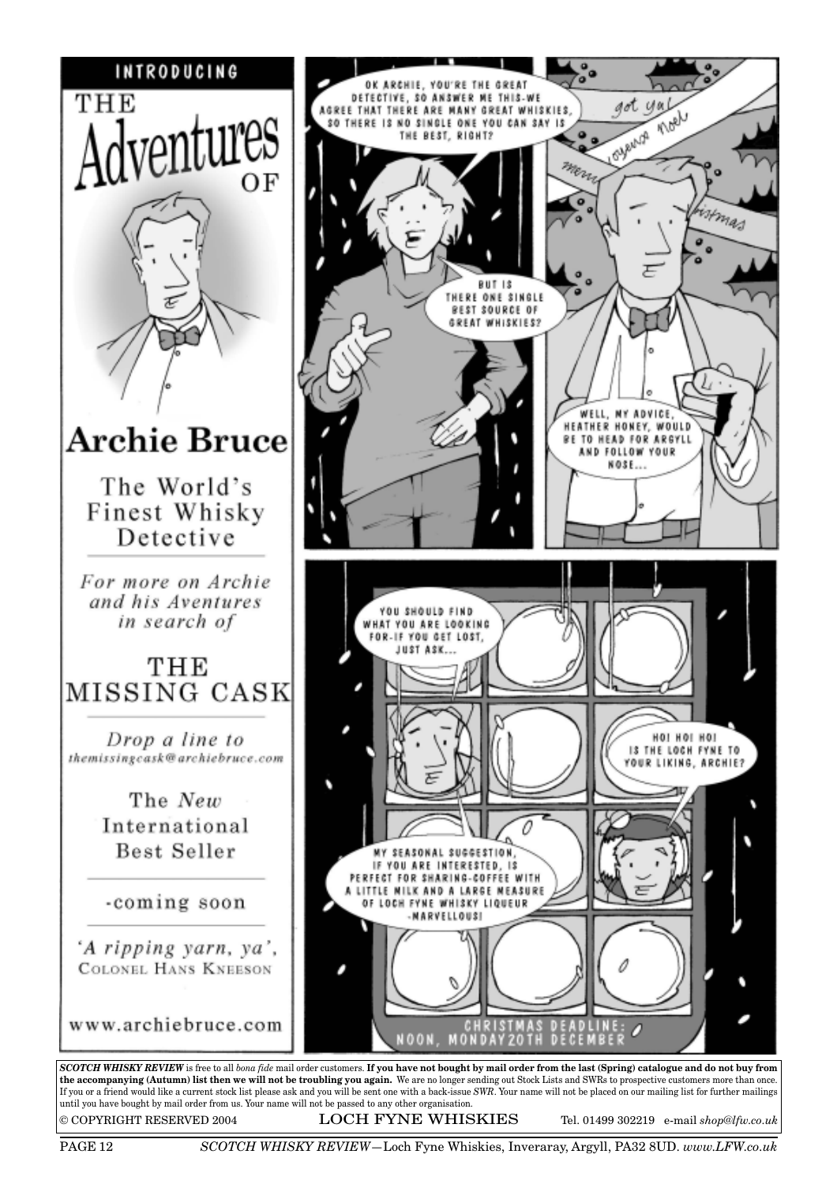INTRODUCING

# THE Adventures OF

## Archie Bruce

The World's Finest Whisky Detective

*For more on Archie and his Aventures in search of*

## THE MISSING CASK

*Drop a line to*
*themissingcask@archiebruce.com*

The *New* International Best Seller

-coming soon

*'A ripping yarn, ya'*,
COLONEL HANS KNEESON

www.archiebruce.com

OK ARCHIE, YOU'RE THE GREAT DETECTIVE, SO ANSWER ME THIS-WE AGREE THAT THERE ARE MANY GREAT WHISKIES, SO THERE IS NO SINGLE ONE YOU CAN SAY IS THE BEST, RIGHT?

BUT IS THERE ONE SINGLE BEST SOURCE OF GREAT WHISKIES?

WELL, MY ADVICE, HEATHER HONEY, WOULD BE TO HEAD FOR ARGYLL AND FOLLOW YOUR NOSE...

YOU SHOULD FIND WHAT YOU ARE LOOKING FOR-IF YOU GET LOST, JUST ASK...

HO! HO! HO! IS THE LOCH FYNE TO YOUR LIKING, ARCHIE?

MY SEASONAL SUGGESTION, IF YOU ARE INTERESTED, IS PERFECT FOR SHARING-COFFEE WITH A LITTLE MILK AND A LARGE MEASURE OF LOCH FYNE WHISKY LIQUEUR -MARVELLOUS!

CHRISTMAS DEADLINE: NOON, MONDAY 20TH DECEMBER

*SCOTCH WHISKY REVIEW* is free to all *bona fide* mail order customers. **If you have not bought by mail order from the last (Spring) catalogue and do not buy from the accompanying (Autumn) list then we will not be troubling you again.** We are no longer sending out Stock Lists and SWRs to prospective customers more than once. If you or a friend would like a current stock list please ask and you will be sent one with a back-issue *SWR*. Your name will not be placed on our mailing list for further mailings until you have bought by mail order from us. Your name will not be passed to any other organisation.

© COPYRIGHT RESERVED 2004 LOCH FYNE WHISKIES Tel. 01499 302219 e-mail *shop@lfw.co.uk*